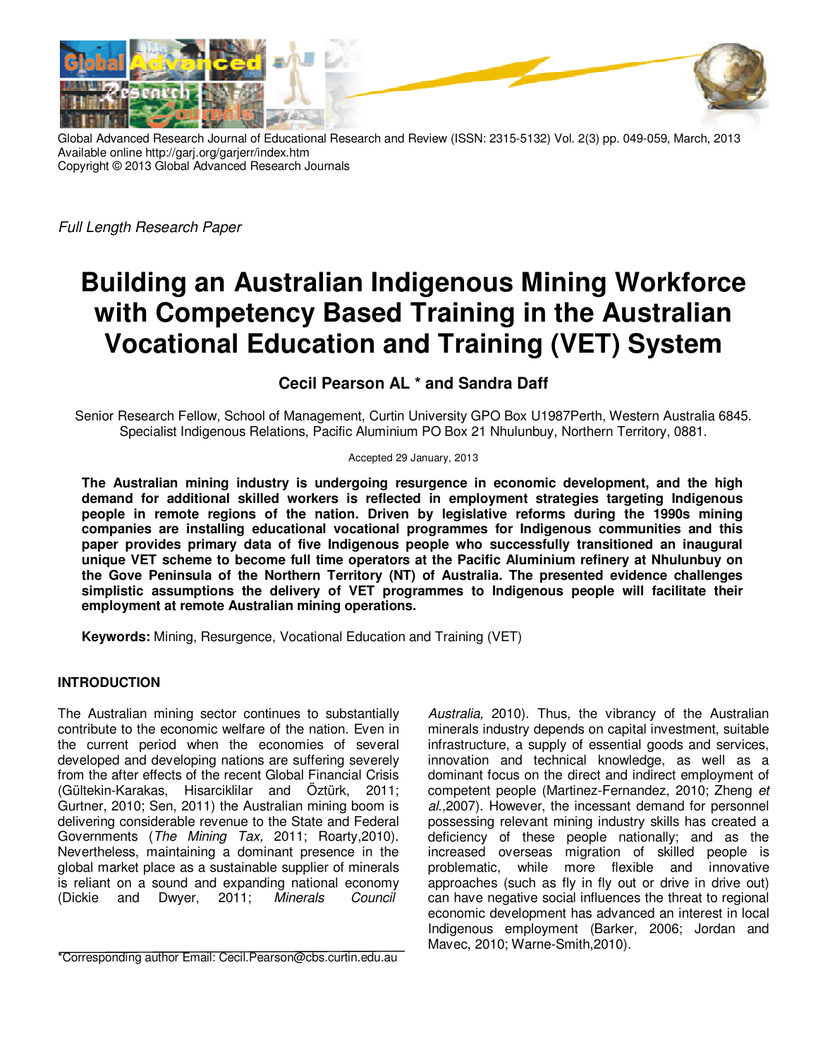Global Advanced Research Journal of Educational Research and Review (ISSN: 2315-5132) Vol. 2(3) pp. 049-059, March, 2013
Available online http://garj.org/garjerr/index.htm
Copyright © 2013 Global Advanced Research Journals

*Full Length Research Paper*

# Building an Australian Indigenous Mining Workforce with Competency Based Training in the Australian Vocational Education and Training (VET) System

**Cecil Pearson AL * and Sandra Daff**

Senior Research Fellow, School of Management, Curtin University GPO Box U1987Perth, Western Australia 6845.
Specialist Indigenous Relations, Pacific Aluminium PO Box 21 Nhulunbuy, Northern Territory, 0881.

Accepted 29 January, 2013

**The Australian mining industry is undergoing resurgence in economic development, and the high demand for additional skilled workers is reflected in employment strategies targeting Indigenous people in remote regions of the nation. Driven by legislative reforms during the 1990s mining companies are installing educational vocational programmes for Indigenous communities and this paper provides primary data of five Indigenous people who successfully transitioned an inaugural unique VET scheme to become full time operators at the Pacific Aluminium refinery at Nhulunbuy on the Gove Peninsula of the Northern Territory (NT) of Australia. The presented evidence challenges simplistic assumptions the delivery of VET programmes to Indigenous people will facilitate their employment at remote Australian mining operations.**

**Keywords:** Mining, Resurgence, Vocational Education and Training (VET)

## INTRODUCTION

The Australian mining sector continues to substantially contribute to the economic welfare of the nation. Even in the current period when the economies of several developed and developing nations are suffering severely from the after effects of the recent Global Financial Crisis (Gültekin-Karakas, Hisarciklilar and Öztürk, 2011; Gurtner, 2010; Sen, 2011) the Australian mining boom is delivering considerable revenue to the State and Federal Governments (*The Mining Tax,* 2011; Roarty,2010). Nevertheless, maintaining a dominant presence in the global market place as a sustainable supplier of minerals is reliant on a sound and expanding national economy (Dickie and Dwyer, 2011; *Minerals Council Australia,* 2010). Thus, the vibrancy of the Australian minerals industry depends on capital investment, suitable infrastructure, a supply of essential goods and services, innovation and technical knowledge, as well as a dominant focus on the direct and indirect employment of competent people (Martinez-Fernandez, 2010; Zheng *et al.,*2007). However, the incessant demand for personnel possessing relevant mining industry skills has created a deficiency of these people nationally; and as the increased overseas migration of skilled people is problematic, while more flexible and innovative approaches (such as fly in fly out or drive in drive out) can have negative social influences the threat to regional economic development has advanced an interest in local Indigenous employment (Barker, 2006; Jordan and Mavec, 2010; Warne-Smith,2010).

*Corresponding author Email: Cecil.Pearson@cbs.curtin.edu.au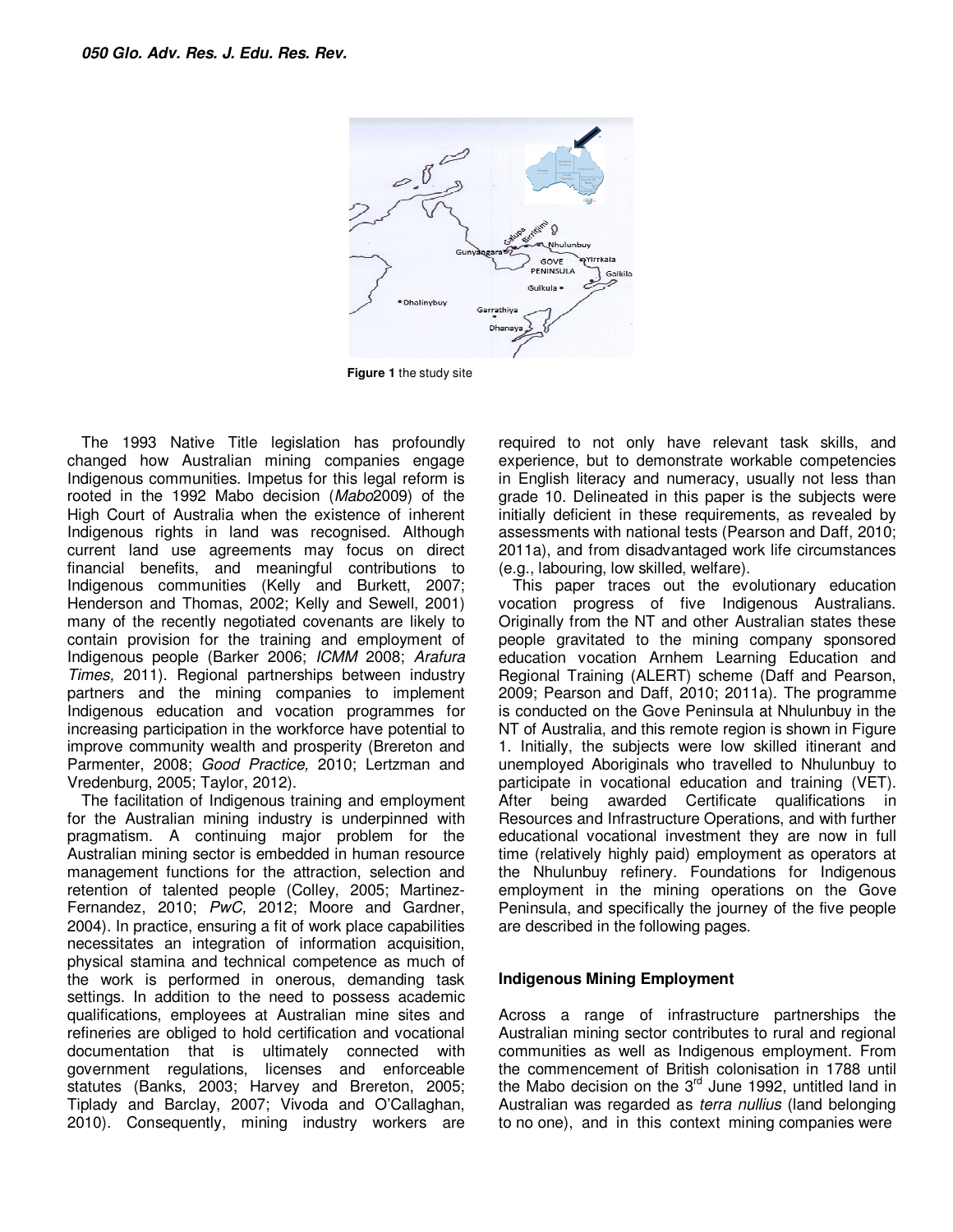Figure 1 the study site

The 1993 Native Title legislation has profoundly changed how Australian mining companies engage Indigenous communities. Impetus for this legal reform is rooted in the 1992 Mabo decision (*Mabo*2009) of the High Court of Australia when the existence of inherent Indigenous rights in land was recognised. Although current land use agreements may focus on direct financial benefits, and meaningful contributions to Indigenous communities (Kelly and Burkett, 2007; Henderson and Thomas, 2002; Kelly and Sewell, 2001) many of the recently negotiated covenants are likely to contain provision for the training and employment of Indigenous people (Barker 2006; *ICMM* 2008; *Arafura Times,* 2011). Regional partnerships between industry partners and the mining companies to implement Indigenous education and vocation programmes for increasing participation in the workforce have potential to improve community wealth and prosperity (Brereton and Parmenter, 2008; *Good Practice,* 2010; Lertzman and Vredenburg, 2005; Taylor, 2012).

The facilitation of Indigenous training and employment for the Australian mining industry is underpinned with pragmatism. A continuing major problem for the Australian mining sector is embedded in human resource management functions for the attraction, selection and retention of talented people (Colley, 2005; Martinez-Fernandez, 2010; *PwC,* 2012; Moore and Gardner, 2004). In practice, ensuring a fit of work place capabilities necessitates an integration of information acquisition, physical stamina and technical competence as much of the work is performed in onerous, demanding task settings. In addition to the need to possess academic qualifications, employees at Australian mine sites and refineries are obliged to hold certification and vocational documentation that is ultimately connected with government regulations, licenses and enforceable statutes (Banks, 2003; Harvey and Brereton, 2005; Tiplady and Barclay, 2007; Vivoda and O'Callaghan, 2010). Consequently, mining industry workers are required to not only have relevant task skills, and experience, but to demonstrate workable competencies in English literacy and numeracy, usually not less than grade 10. Delineated in this paper is the subjects were initially deficient in these requirements, as revealed by assessments with national tests (Pearson and Daff, 2010; 2011a), and from disadvantaged work life circumstances (e.g., labouring, low skilled, welfare).

This paper traces out the evolutionary education vocation progress of five Indigenous Australians. Originally from the NT and other Australian states these people gravitated to the mining company sponsored education vocation Arnhem Learning Education and Regional Training (ALERT) scheme (Daff and Pearson, 2009; Pearson and Daff, 2010; 2011a). The programme is conducted on the Gove Peninsula at Nhulunbuy in the NT of Australia, and this remote region is shown in Figure 1. Initially, the subjects were low skilled itinerant and unemployed Aboriginals who travelled to Nhulunbuy to participate in vocational education and training (VET). After being awarded Certificate qualifications in Resources and Infrastructure Operations, and with further educational vocational investment they are now in full time (relatively highly paid) employment as operators at the Nhulunbuy refinery. Foundations for Indigenous employment in the mining operations on the Gove Peninsula, and specifically the journey of the five people are described in the following pages.

## Indigenous Mining Employment

Across a range of infrastructure partnerships the Australian mining sector contributes to rural and regional communities as well as Indigenous employment. From the commencement of British colonisation in 1788 until the Mabo decision on the 3rd June 1992, untitled land in Australian was regarded as *terra nullius* (land belonging to no one), and in this context mining companies were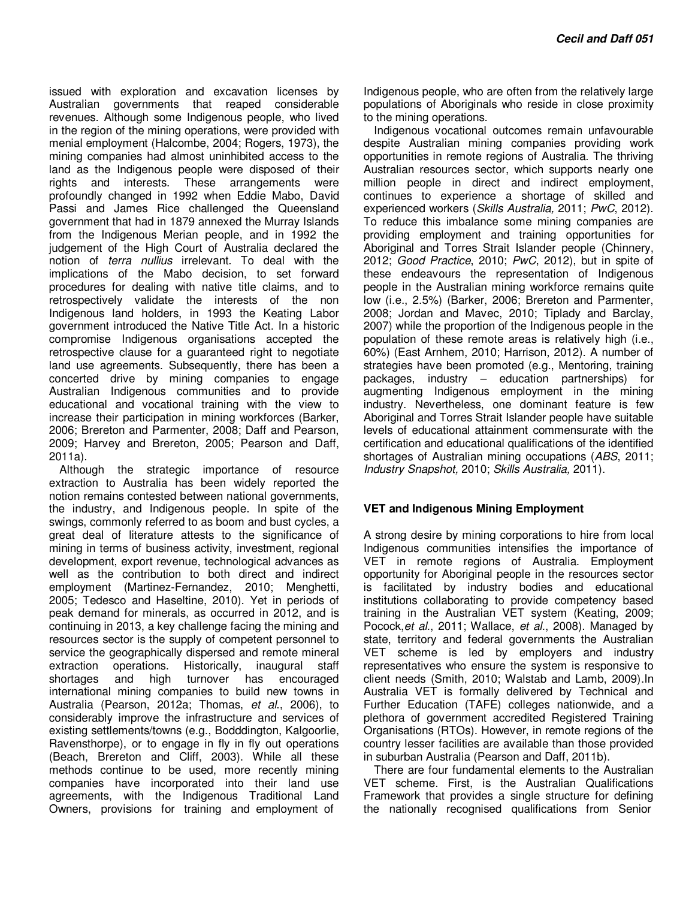issued with exploration and excavation licenses by Australian governments that reaped considerable revenues. Although some Indigenous people, who lived in the region of the mining operations, were provided with menial employment (Halcombe, 2004; Rogers, 1973), the mining companies had almost uninhibited access to the land as the Indigenous people were disposed of their rights and interests. These arrangements were profoundly changed in 1992 when Eddie Mabo, David Passi and James Rice challenged the Queensland government that had in 1879 annexed the Murray Islands from the Indigenous Merian people, and in 1992 the judgement of the High Court of Australia declared the notion of *terra nullius* irrelevant. To deal with the implications of the Mabo decision, to set forward procedures for dealing with native title claims, and to retrospectively validate the interests of the non Indigenous land holders, in 1993 the Keating Labor government introduced the Native Title Act. In a historic compromise Indigenous organisations accepted the retrospective clause for a guaranteed right to negotiate land use agreements. Subsequently, there has been a concerted drive by mining companies to engage Australian Indigenous communities and to provide educational and vocational training with the view to increase their participation in mining workforces (Barker, 2006; Brereton and Parmenter, 2008; Daff and Pearson, 2009; Harvey and Brereton, 2005; Pearson and Daff, 2011a).

Although the strategic importance of resource extraction to Australia has been widely reported the notion remains contested between national governments, the industry, and Indigenous people. In spite of the swings, commonly referred to as boom and bust cycles, a great deal of literature attests to the significance of mining in terms of business activity, investment, regional development, export revenue, technological advances as well as the contribution to both direct and indirect employment (Martinez-Fernandez, 2010; Menghetti, 2005; Tedesco and Haseltine, 2010). Yet in periods of peak demand for minerals, as occurred in 2012, and is continuing in 2013, a key challenge facing the mining and resources sector is the supply of competent personnel to service the geographically dispersed and remote mineral extraction operations. Historically, inaugural staff shortages and high turnover has encouraged international mining companies to build new towns in Australia (Pearson, 2012a; Thomas, *et al.*, 2006), to considerably improve the infrastructure and services of existing settlements/towns (e.g., Bodddington, Kalgoorlie, Ravensthorpe), or to engage in fly in fly out operations (Beach, Brereton and Cliff, 2003). While all these methods continue to be used, more recently mining companies have incorporated into their land use agreements, with the Indigenous Traditional Land Owners, provisions for training and employment of Indigenous people, who are often from the relatively large populations of Aboriginals who reside in close proximity to the mining operations.

Indigenous vocational outcomes remain unfavourable despite Australian mining companies providing work opportunities in remote regions of Australia. The thriving Australian resources sector, which supports nearly one million people in direct and indirect employment, continues to experience a shortage of skilled and experienced workers (*Skills Australia,* 2011; *PwC*, 2012). To reduce this imbalance some mining companies are providing employment and training opportunities for Aboriginal and Torres Strait Islander people (Chinnery, 2012; *Good Practice*, 2010; *PwC*, 2012), but in spite of these endeavours the representation of Indigenous people in the Australian mining workforce remains quite low (i.e., 2.5%) (Barker, 2006; Brereton and Parmenter, 2008; Jordan and Mavec, 2010; Tiplady and Barclay, 2007) while the proportion of the Indigenous people in the population of these remote areas is relatively high (i.e., 60%) (East Arnhem, 2010; Harrison, 2012). A number of strategies have been promoted (e.g., Mentoring, training packages, industry – education partnerships) for augmenting Indigenous employment in the mining industry. Nevertheless, one dominant feature is few Aboriginal and Torres Strait Islander people have suitable levels of educational attainment commensurate with the certification and educational qualifications of the identified shortages of Australian mining occupations (*ABS*, 2011; *Industry Snapshot,* 2010; *Skills Australia,* 2011).

## VET and Indigenous Mining Employment

A strong desire by mining corporations to hire from local Indigenous communities intensifies the importance of VET in remote regions of Australia. Employment opportunity for Aboriginal people in the resources sector is facilitated by industry bodies and educational institutions collaborating to provide competency based training in the Australian VET system (Keating, 2009; Pocock,*et al.*, 2011; Wallace, *et al.*, 2008). Managed by state, territory and federal governments the Australian VET scheme is led by employers and industry representatives who ensure the system is responsive to client needs (Smith, 2010; Walstab and Lamb, 2009).In Australia VET is formally delivered by Technical and Further Education (TAFE) colleges nationwide, and a plethora of government accredited Registered Training Organisations (RTOs). However, in remote regions of the country lesser facilities are available than those provided in suburban Australia (Pearson and Daff, 2011b).

There are four fundamental elements to the Australian VET scheme. First, is the Australian Qualifications Framework that provides a single structure for defining the nationally recognised qualifications from Senior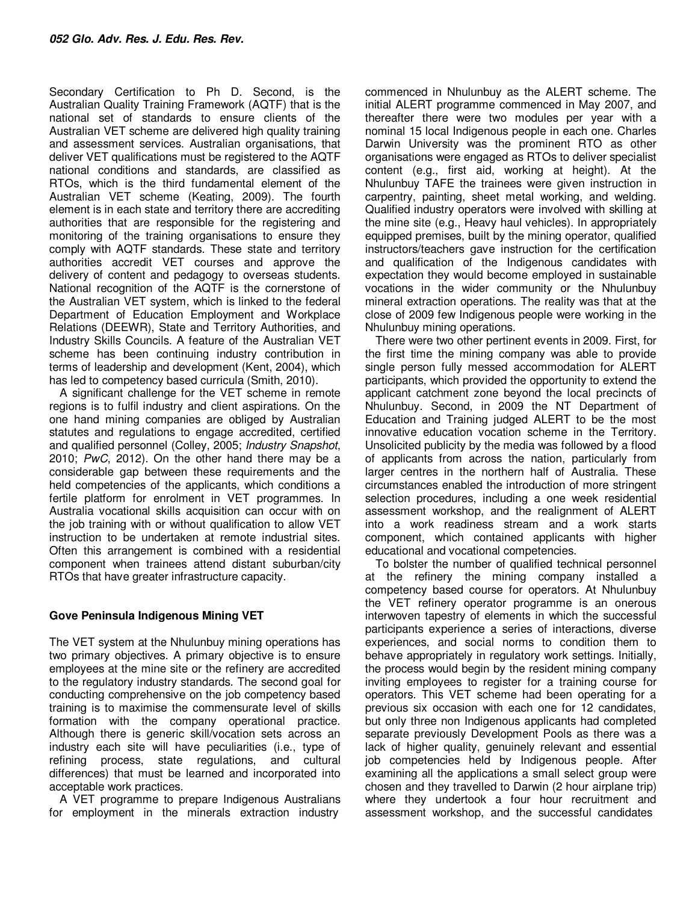Secondary Certification to Ph D. Second, is the Australian Quality Training Framework (AQTF) that is the national set of standards to ensure clients of the Australian VET scheme are delivered high quality training and assessment services. Australian organisations, that deliver VET qualifications must be registered to the AQTF national conditions and standards, are classified as RTOs, which is the third fundamental element of the Australian VET scheme (Keating, 2009). The fourth element is in each state and territory there are accrediting authorities that are responsible for the registering and monitoring of the training organisations to ensure they comply with AQTF standards. These state and territory authorities accredit VET courses and approve the delivery of content and pedagogy to overseas students. National recognition of the AQTF is the cornerstone of the Australian VET system, which is linked to the federal Department of Education Employment and Workplace Relations (DEEWR), State and Territory Authorities, and Industry Skills Councils. A feature of the Australian VET scheme has been continuing industry contribution in terms of leadership and development (Kent, 2004), which has led to competency based curricula (Smith, 2010).

A significant challenge for the VET scheme in remote regions is to fulfil industry and client aspirations. On the one hand mining companies are obliged by Australian statutes and regulations to engage accredited, certified and qualified personnel (Colley, 2005; *Industry Snapshot*, 2010; *PwC*, 2012). On the other hand there may be a considerable gap between these requirements and the held competencies of the applicants, which conditions a fertile platform for enrolment in VET programmes. In Australia vocational skills acquisition can occur with on the job training with or without qualification to allow VET instruction to be undertaken at remote industrial sites. Often this arrangement is combined with a residential component when trainees attend distant suburban/city RTOs that have greater infrastructure capacity.

## Gove Peninsula Indigenous Mining VET

The VET system at the Nhulunbuy mining operations has two primary objectives. A primary objective is to ensure employees at the mine site or the refinery are accredited to the regulatory industry standards. The second goal for conducting comprehensive on the job competency based training is to maximise the commensurate level of skills formation with the company operational practice. Although there is generic skill/vocation sets across an industry each site will have peculiarities (i.e., type of refining process, state regulations, and cultural differences) that must be learned and incorporated into acceptable work practices.

A VET programme to prepare Indigenous Australians for employment in the minerals extraction industry commenced in Nhulunbuy as the ALERT scheme. The initial ALERT programme commenced in May 2007, and thereafter there were two modules per year with a nominal 15 local Indigenous people in each one. Charles Darwin University was the prominent RTO as other organisations were engaged as RTOs to deliver specialist content (e.g., first aid, working at height). At the Nhulunbuy TAFE the trainees were given instruction in carpentry, painting, sheet metal working, and welding. Qualified industry operators were involved with skilling at the mine site (e.g., Heavy haul vehicles). In appropriately equipped premises, built by the mining operator, qualified instructors/teachers gave instruction for the certification and qualification of the Indigenous candidates with expectation they would become employed in sustainable vocations in the wider community or the Nhulunbuy mineral extraction operations. The reality was that at the close of 2009 few Indigenous people were working in the Nhulunbuy mining operations.

There were two other pertinent events in 2009. First, for the first time the mining company was able to provide single person fully messed accommodation for ALERT participants, which provided the opportunity to extend the applicant catchment zone beyond the local precincts of Nhulunbuy. Second, in 2009 the NT Department of Education and Training judged ALERT to be the most innovative education vocation scheme in the Territory. Unsolicited publicity by the media was followed by a flood of applicants from across the nation, particularly from larger centres in the northern half of Australia. These circumstances enabled the introduction of more stringent selection procedures, including a one week residential assessment workshop, and the realignment of ALERT into a work readiness stream and a work starts component, which contained applicants with higher educational and vocational competencies.

To bolster the number of qualified technical personnel at the refinery the mining company installed a competency based course for operators. At Nhulunbuy the VET refinery operator programme is an onerous interwoven tapestry of elements in which the successful participants experience a series of interactions, diverse experiences, and social norms to condition them to behave appropriately in regulatory work settings. Initially, the process would begin by the resident mining company inviting employees to register for a training course for operators. This VET scheme had been operating for a previous six occasion with each one for 12 candidates, but only three non Indigenous applicants had completed separate previously Development Pools as there was a lack of higher quality, genuinely relevant and essential job competencies held by Indigenous people. After examining all the applications a small select group were chosen and they travelled to Darwin (2 hour airplane trip) where they undertook a four hour recruitment and assessment workshop, and the successful candidates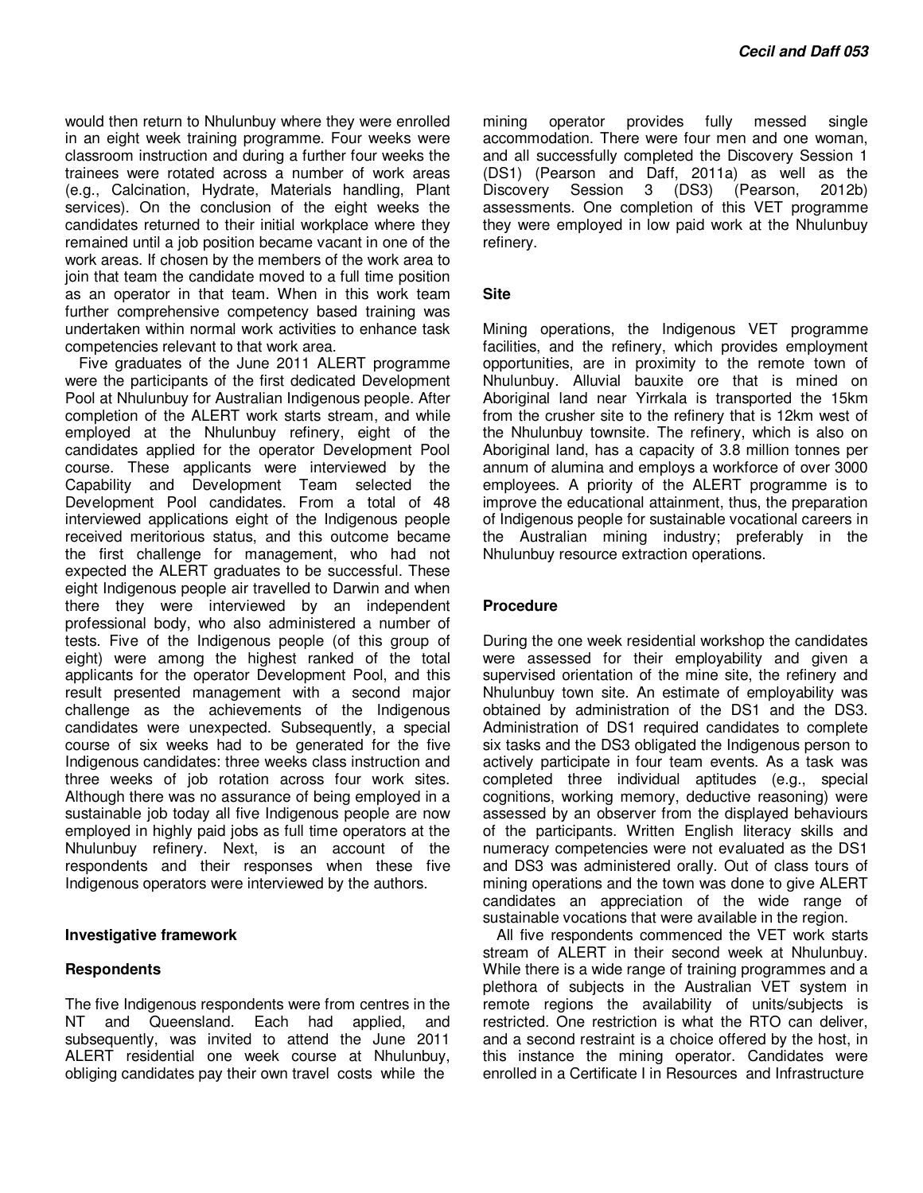would then return to Nhulunbuy where they were enrolled in an eight week training programme. Four weeks were classroom instruction and during a further four weeks the trainees were rotated across a number of work areas (e.g., Calcination, Hydrate, Materials handling, Plant services). On the conclusion of the eight weeks the candidates returned to their initial workplace where they remained until a job position became vacant in one of the work areas. If chosen by the members of the work area to join that team the candidate moved to a full time position as an operator in that team. When in this work team further comprehensive competency based training was undertaken within normal work activities to enhance task competencies relevant to that work area.

Five graduates of the June 2011 ALERT programme were the participants of the first dedicated Development Pool at Nhulunbuy for Australian Indigenous people. After completion of the ALERT work starts stream, and while employed at the Nhulunbuy refinery, eight of the candidates applied for the operator Development Pool course. These applicants were interviewed by the Capability and Development Team selected the Development Pool candidates. From a total of 48 interviewed applications eight of the Indigenous people received meritorious status, and this outcome became the first challenge for management, who had not expected the ALERT graduates to be successful. These eight Indigenous people air travelled to Darwin and when there they were interviewed by an independent professional body, who also administered a number of tests. Five of the Indigenous people (of this group of eight) were among the highest ranked of the total applicants for the operator Development Pool, and this result presented management with a second major challenge as the achievements of the Indigenous candidates were unexpected. Subsequently, a special course of six weeks had to be generated for the five Indigenous candidates: three weeks class instruction and three weeks of job rotation across four work sites. Although there was no assurance of being employed in a sustainable job today all five Indigenous people are now employed in highly paid jobs as full time operators at the Nhulunbuy refinery. Next, is an account of the respondents and their responses when these five Indigenous operators were interviewed by the authors.

## Investigative framework

### Respondents

The five Indigenous respondents were from centres in the NT and Queensland. Each had applied, and subsequently, was invited to attend the June 2011 ALERT residential one week course at Nhulunbuy, obliging candidates pay their own travel costs while the mining operator provides fully messed single accommodation. There were four men and one woman, and all successfully completed the Discovery Session 1 (DS1) (Pearson and Daff, 2011a) as well as the Discovery Session 3 (DS3) (Pearson, 2012b) assessments. One completion of this VET programme they were employed in low paid work at the Nhulunbuy refinery.

### Site

Mining operations, the Indigenous VET programme facilities, and the refinery, which provides employment opportunities, are in proximity to the remote town of Nhulunbuy. Alluvial bauxite ore that is mined on Aboriginal land near Yirrkala is transported the 15km from the crusher site to the refinery that is 12km west of the Nhulunbuy townsite. The refinery, which is also on Aboriginal land, has a capacity of 3.8 million tonnes per annum of alumina and employs a workforce of over 3000 employees. A priority of the ALERT programme is to improve the educational attainment, thus, the preparation of Indigenous people for sustainable vocational careers in the Australian mining industry; preferably in the Nhulunbuy resource extraction operations.

### Procedure

During the one week residential workshop the candidates were assessed for their employability and given a supervised orientation of the mine site, the refinery and Nhulunbuy town site. An estimate of employability was obtained by administration of the DS1 and the DS3. Administration of DS1 required candidates to complete six tasks and the DS3 obligated the Indigenous person to actively participate in four team events. As a task was completed three individual aptitudes (e.g., special cognitions, working memory, deductive reasoning) were assessed by an observer from the displayed behaviours of the participants. Written English literacy skills and numeracy competencies were not evaluated as the DS1 and DS3 was administered orally. Out of class tours of mining operations and the town was done to give ALERT candidates an appreciation of the wide range of sustainable vocations that were available in the region.

All five respondents commenced the VET work starts stream of ALERT in their second week at Nhulunbuy. While there is a wide range of training programmes and a plethora of subjects in the Australian VET system in remote regions the availability of units/subjects is restricted. One restriction is what the RTO can deliver, and a second restraint is a choice offered by the host, in this instance the mining operator. Candidates were enrolled in a Certificate I in Resources and Infrastructure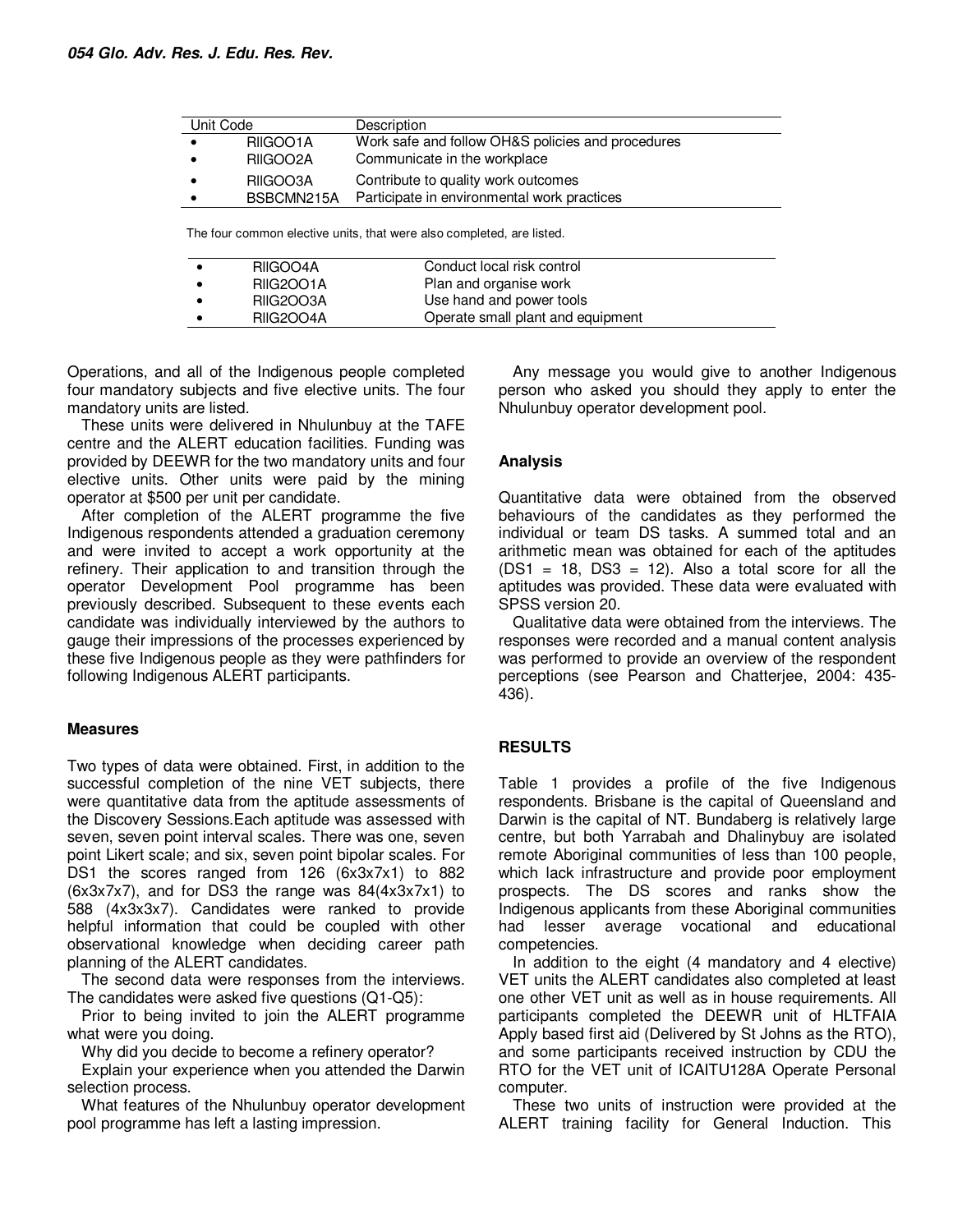| Unit Code | | Description |
|---|---|---|
| • | RIIGOO1A | Work safe and follow OH&S policies and procedures |
| • | RIIGOO2A | Communicate in the workplace |
| • | RIIGOO3A | Contribute to quality work outcomes |
| • | BSBCMN215A | Participate in environmental work practices |

The four common elective units, that were also completed, are listed.

| | | |
|---|---|---|
| • | RIIGOO4A | Conduct local risk control |
| • | RIIG2OO1A | Plan and organise work |
| • | RIIG2OO3A | Use hand and power tools |
| • | RIIG2OO4A | Operate small plant and equipment |

Operations, and all of the Indigenous people completed four mandatory subjects and five elective units. The four mandatory units are listed.

These units were delivered in Nhulunbuy at the TAFE centre and the ALERT education facilities. Funding was provided by DEEWR for the two mandatory units and four elective units. Other units were paid by the mining operator at $500 per unit per candidate.

After completion of the ALERT programme the five Indigenous respondents attended a graduation ceremony and were invited to accept a work opportunity at the refinery. Their application to and transition through the operator Development Pool programme has been previously described. Subsequent to these events each candidate was individually interviewed by the authors to gauge their impressions of the processes experienced by these five Indigenous people as they were pathfinders for following Indigenous ALERT participants.

### Measures

Two types of data were obtained. First, in addition to the successful completion of the nine VET subjects, there were quantitative data from the aptitude assessments of the Discovery Sessions.Each aptitude was assessed with seven, seven point interval scales. There was one, seven point Likert scale; and six, seven point bipolar scales. For DS1 the scores ranged from 126 (6x3x7x1) to 882 (6x3x7x7), and for DS3 the range was 84(4x3x7x1) to 588 (4x3x3x7). Candidates were ranked to provide helpful information that could be coupled with other observational knowledge when deciding career path planning of the ALERT candidates.

The second data were responses from the interviews. The candidates were asked five questions (Q1-Q5):

Prior to being invited to join the ALERT programme what were you doing.

Why did you decide to become a refinery operator?

Explain your experience when you attended the Darwin selection process.

What features of the Nhulunbuy operator development pool programme has left a lasting impression.

Any message you would give to another Indigenous person who asked you should they apply to enter the Nhulunbuy operator development pool.

### Analysis

Quantitative data were obtained from the observed behaviours of the candidates as they performed the individual or team DS tasks. A summed total and an arithmetic mean was obtained for each of the aptitudes (DS1 = 18, DS3 = 12). Also a total score for all the aptitudes was provided. These data were evaluated with SPSS version 20.

Qualitative data were obtained from the interviews. The responses were recorded and a manual content analysis was performed to provide an overview of the respondent perceptions (see Pearson and Chatterjee, 2004: 435-436).

## RESULTS

Table 1 provides a profile of the five Indigenous respondents. Brisbane is the capital of Queensland and Darwin is the capital of NT. Bundaberg is relatively large centre, but both Yarrabah and Dhalinybuy are isolated remote Aboriginal communities of less than 100 people, which lack infrastructure and provide poor employment prospects. The DS scores and ranks show the Indigenous applicants from these Aboriginal communities had lesser average vocational and educational competencies.

In addition to the eight (4 mandatory and 4 elective) VET units the ALERT candidates also completed at least one other VET unit as well as in house requirements. All participants completed the DEEWR unit of HLTFAIA Apply based first aid (Delivered by St Johns as the RTO), and some participants received instruction by CDU the RTO for the VET unit of ICAITU128A Operate Personal computer.

These two units of instruction were provided at the ALERT training facility for General Induction. This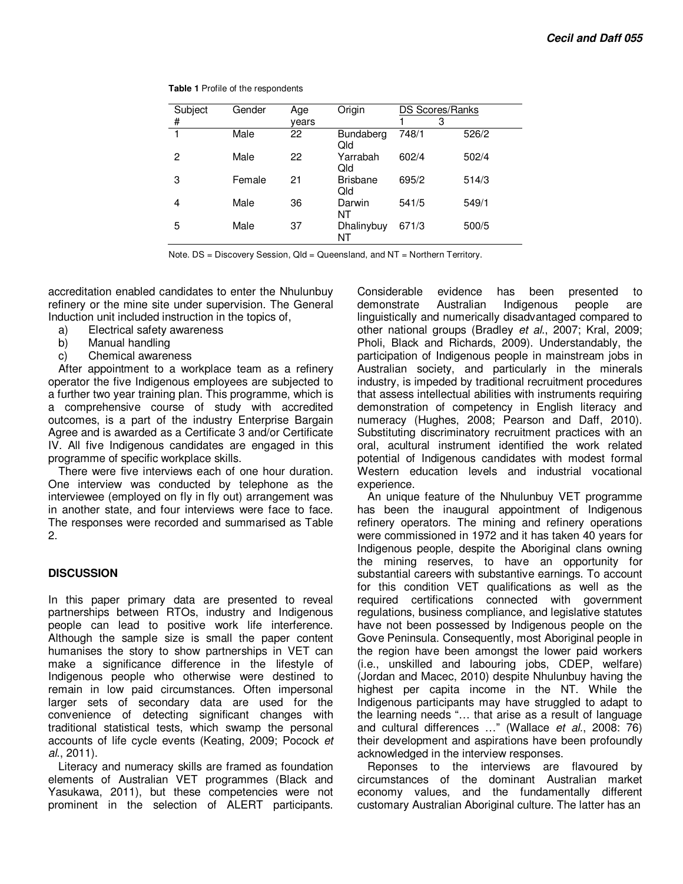**Table 1** Profile of the respondents

| Subject # | Gender | Age years | Origin | DS Scores/Ranks 1 | 3 |
|---|---|---|---|---|---|
| 1 | Male | 22 | Bundaberg Qld | 748/1 | 526/2 |
| 2 | Male | 22 | Yarrabah Qld | 602/4 | 502/4 |
| 3 | Female | 21 | Brisbane Qld | 695/2 | 514/3 |
| 4 | Male | 36 | Darwin NT | 541/5 | 549/1 |
| 5 | Male | 37 | Dhalinybuy NT | 671/3 | 500/5 |

Note. DS = Discovery Session, Qld = Queensland, and NT = Northern Territory.

accreditation enabled candidates to enter the Nhulunbuy refinery or the mine site under supervision. The General Induction unit included instruction in the topics of,

a) Electrical safety awareness
b) Manual handling
c) Chemical awareness

After appointment to a workplace team as a refinery operator the five Indigenous employees are subjected to a further two year training plan. This programme, which is a comprehensive course of study with accredited outcomes, is a part of the industry Enterprise Bargain Agree and is awarded as a Certificate 3 and/or Certificate IV. All five Indigenous candidates are engaged in this programme of specific workplace skills.

There were five interviews each of one hour duration. One interview was conducted by telephone as the interviewee (employed on fly in fly out) arrangement was in another state, and four interviews were face to face. The responses were recorded and summarised as Table 2.

## DISCUSSION

In this paper primary data are presented to reveal partnerships between RTOs, industry and Indigenous people can lead to positive work life interference. Although the sample size is small the paper content humanises the story to show partnerships in VET can make a significance difference in the lifestyle of Indigenous people who otherwise were destined to remain in low paid circumstances. Often impersonal larger sets of secondary data are used for the convenience of detecting significant changes with traditional statistical tests, which swamp the personal accounts of life cycle events (Keating, 2009; Pocock *et al*., 2011).

Literacy and numeracy skills are framed as foundation elements of Australian VET programmes (Black and Yasukawa, 2011), but these competencies were not prominent in the selection of ALERT participants. Considerable evidence has been presented to demonstrate Australian Indigenous people are linguistically and numerically disadvantaged compared to other national groups (Bradley *et al*., 2007; Kral, 2009; Pholi, Black and Richards, 2009). Understandably, the participation of Indigenous people in mainstream jobs in Australian society, and particularly in the minerals industry, is impeded by traditional recruitment procedures that assess intellectual abilities with instruments requiring demonstration of competency in English literacy and numeracy (Hughes, 2008; Pearson and Daff, 2010). Substituting discriminatory recruitment practices with an oral, acultural instrument identified the work related potential of Indigenous candidates with modest formal Western education levels and industrial vocational experience.

An unique feature of the Nhulunbuy VET programme has been the inaugural appointment of Indigenous refinery operators. The mining and refinery operations were commissioned in 1972 and it has taken 40 years for Indigenous people, despite the Aboriginal clans owning the mining reserves, to have an opportunity for substantial careers with substantive earnings. To account for this condition VET qualifications as well as the required certifications connected with government regulations, business compliance, and legislative statutes have not been possessed by Indigenous people on the Gove Peninsula. Consequently, most Aboriginal people in the region have been amongst the lower paid workers (i.e., unskilled and labouring jobs, CDEP, welfare) (Jordan and Macec, 2010) despite Nhulunbuy having the highest per capita income in the NT. While the Indigenous participants may have struggled to adapt to the learning needs "… that arise as a result of language and cultural differences …" (Wallace *et al*., 2008: 76) their development and aspirations have been profoundly acknowledged in the interview responses.

Reponses to the interviews are flavoured by circumstances of the dominant Australian market economy values, and the fundamentally different customary Australian Aboriginal culture. The latter has an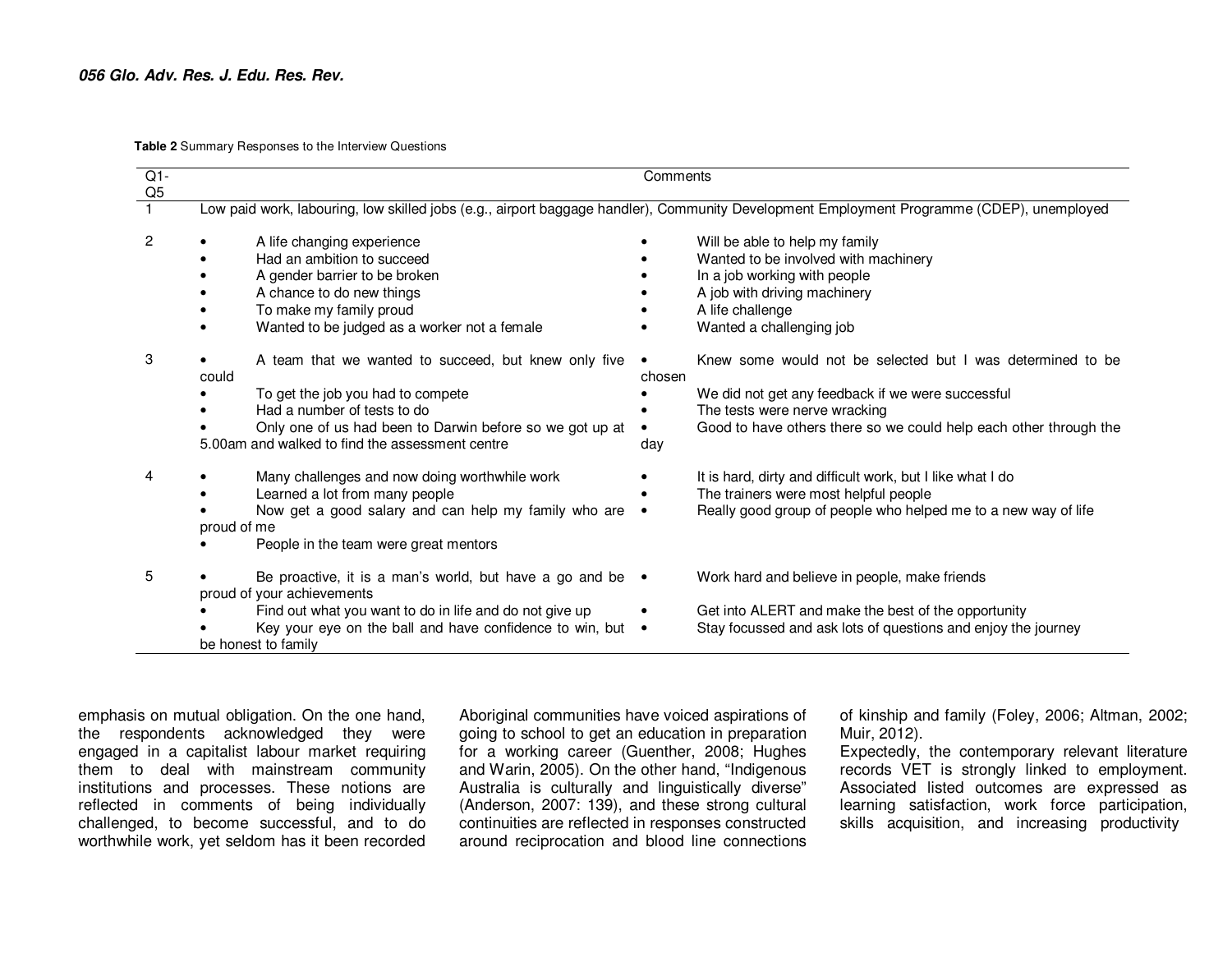**Table 2** Summary Responses to the Interview Questions

| Q1-Q5 | Comments | |
|---|---|---|
| 1 | Low paid work, labouring, low skilled jobs (e.g., airport baggage handler), Community Development Employment Programme (CDEP), unemployed | |
| 2 | • A life changing experience<br>• Had an ambition to succeed<br>• A gender barrier to be broken<br>• A chance to do new things<br>• To make my family proud<br>• Wanted to be judged as a worker not a female | • Will be able to help my family<br>• Wanted to be involved with machinery<br>• In a job working with people<br>• A job with driving machinery<br>• A life challenge<br>• Wanted a challenging job |
| 3 | • A team that we wanted to succeed, but knew only five could<br>• To get the job you had to compete<br>• Had a number of tests to do<br>• Only one of us had been to Darwin before so we got up at 5.00am and walked to find the assessment centre | • Knew some would not be selected but I was determined to be chosen<br>• We did not get any feedback if we were successful<br>• The tests were nerve wracking<br>• Good to have others there so we could help each other through the day |
| 4 | • Many challenges and now doing worthwhile work<br>• Learned a lot from many people<br>• Now get a good salary and can help my family who are proud of me<br>• People in the team were great mentors | • It is hard, dirty and difficult work, but I like what I do<br>• The trainers were most helpful people<br>• Really good group of people who helped me to a new way of life |
| 5 | • Be proactive, it is a man's world, but have a go and be proud of your achievements<br>• Find out what you want to do in life and do not give up<br>• Key your eye on the ball and have confidence to win, but be honest to family | • Work hard and believe in people, make friends<br>• Get into ALERT and make the best of the opportunity<br>• Stay focussed and ask lots of questions and enjoy the journey |

emphasis on mutual obligation. On the one hand, the respondents acknowledged they were engaged in a capitalist labour market requiring them to deal with mainstream community institutions and processes. These notions are reflected in comments of being individually challenged, to become successful, and to do worthwhile work, yet seldom has it been recorded Aboriginal communities have voiced aspirations of going to school to get an education in preparation for a working career (Guenther, 2008; Hughes and Warin, 2005). On the other hand, "Indigenous Australia is culturally and linguistically diverse" (Anderson, 2007: 139), and these strong cultural continuities are reflected in responses constructed around reciprocation and blood line connections of kinship and family (Foley, 2006; Altman, 2002; Muir, 2012).

Expectedly, the contemporary relevant literature records VET is strongly linked to employment. Associated listed outcomes are expressed as learning satisfaction, work force participation, skills acquisition, and increasing productivity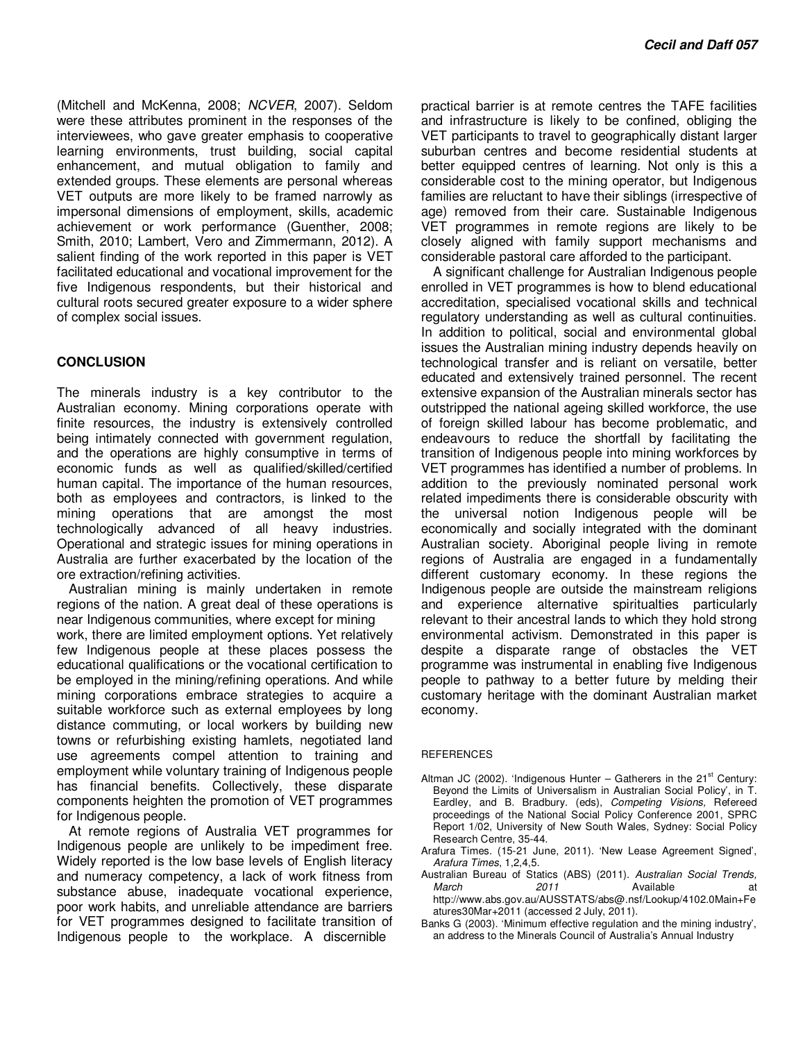(Mitchell and McKenna, 2008; *NCVER*, 2007). Seldom were these attributes prominent in the responses of the interviewees, who gave greater emphasis to cooperative learning environments, trust building, social capital enhancement, and mutual obligation to family and extended groups. These elements are personal whereas VET outputs are more likely to be framed narrowly as impersonal dimensions of employment, skills, academic achievement or work performance (Guenther, 2008; Smith, 2010; Lambert, Vero and Zimmermann, 2012). A salient finding of the work reported in this paper is VET facilitated educational and vocational improvement for the five Indigenous respondents, but their historical and cultural roots secured greater exposure to a wider sphere of complex social issues.

## CONCLUSION

The minerals industry is a key contributor to the Australian economy. Mining corporations operate with finite resources, the industry is extensively controlled being intimately connected with government regulation, and the operations are highly consumptive in terms of economic funds as well as qualified/skilled/certified human capital. The importance of the human resources, both as employees and contractors, is linked to the mining operations that are amongst the most technologically advanced of all heavy industries. Operational and strategic issues for mining operations in Australia are further exacerbated by the location of the ore extraction/refining activities.

Australian mining is mainly undertaken in remote regions of the nation. A great deal of these operations is near Indigenous communities, where except for mining work, there are limited employment options. Yet relatively few Indigenous people at these places possess the educational qualifications or the vocational certification to be employed in the mining/refining operations. And while mining corporations embrace strategies to acquire a suitable workforce such as external employees by long distance commuting, or local workers by building new towns or refurbishing existing hamlets, negotiated land use agreements compel attention to training and employment while voluntary training of Indigenous people has financial benefits. Collectively, these disparate components heighten the promotion of VET programmes for Indigenous people.

At remote regions of Australia VET programmes for Indigenous people are unlikely to be impediment free. Widely reported is the low base levels of English literacy and numeracy competency, a lack of work fitness from substance abuse, inadequate vocational experience, poor work habits, and unreliable attendance are barriers for VET programmes designed to facilitate transition of Indigenous people to the workplace. A discernible practical barrier is at remote centres the TAFE facilities and infrastructure is likely to be confined, obliging the VET participants to travel to geographically distant larger suburban centres and become residential students at better equipped centres of learning. Not only is this a considerable cost to the mining operator, but Indigenous families are reluctant to have their siblings (irrespective of age) removed from their care. Sustainable Indigenous VET programmes in remote regions are likely to be closely aligned with family support mechanisms and considerable pastoral care afforded to the participant.

A significant challenge for Australian Indigenous people enrolled in VET programmes is how to blend educational accreditation, specialised vocational skills and technical regulatory understanding as well as cultural continuities. In addition to political, social and environmental global issues the Australian mining industry depends heavily on technological transfer and is reliant on versatile, better educated and extensively trained personnel. The recent extensive expansion of the Australian minerals sector has outstripped the national ageing skilled workforce, the use of foreign skilled labour has become problematic, and endeavours to reduce the shortfall by facilitating the transition of Indigenous people into mining workforces by VET programmes has identified a number of problems. In addition to the previously nominated personal work related impediments there is considerable obscurity with the universal notion Indigenous people will be economically and socially integrated with the dominant Australian society. Aboriginal people living in remote regions of Australia are engaged in a fundamentally different customary economy. In these regions the Indigenous people are outside the mainstream religions and experience alternative spiritualties particularly relevant to their ancestral lands to which they hold strong environmental activism. Demonstrated in this paper is despite a disparate range of obstacles the VET programme was instrumental in enabling five Indigenous people to pathway to a better future by melding their customary heritage with the dominant Australian market economy.

## REFERENCES

Altman JC (2002). 'Indigenous Hunter – Gatherers in the 21st Century: Beyond the Limits of Universalism in Australian Social Policy', in T. Eardley, and B. Bradbury. (eds), *Competing Visions,* Refereed proceedings of the National Social Policy Conference 2001, SPRC Report 1/02, University of New South Wales, Sydney: Social Policy Research Centre, 35-44.

Arafura Times. (15-21 June, 2011). 'New Lease Agreement Signed', *Arafura Times*, 1,2,4,5.

Australian Bureau of Statics (ABS) (2011). *Australian Social Trends, March 2011* Available at http://www.abs.gov.au/AUSSTATS/abs@.nsf/Lookup/4102.0Main+Features30Mar+2011 (accessed 2 July, 2011).

Banks G (2003). 'Minimum effective regulation and the mining industry', an address to the Minerals Council of Australia's Annual Industry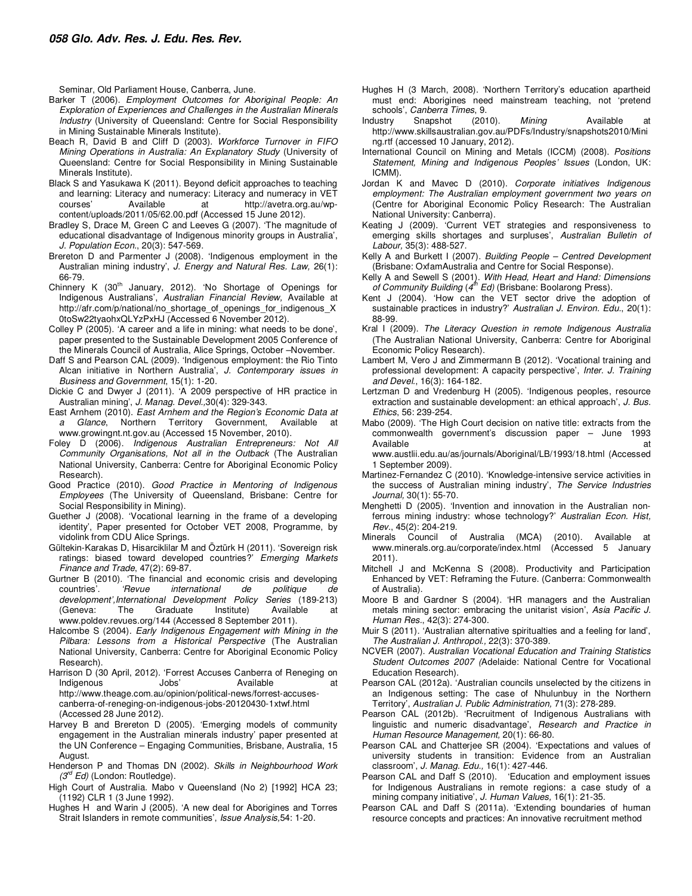Seminar, Old Parliament House, Canberra, June.

Barker T (2006). *Employment Outcomes for Aboriginal People: An Exploration of Experiences and Challenges in the Australian Minerals Industry* (University of Queensland: Centre for Social Responsibility in Mining Sustainable Minerals Institute).

Beach R, David B and Cliff D (2003). *Workforce Turnover in FIFO Mining Operations in Australia: An Explanatory Study* (University of Queensland: Centre for Social Responsibility in Mining Sustainable Minerals Institute).

Black S and Yasukawa K (2011). Beyond deficit approaches to teaching and learning: Literacy and numeracy: Literacy and numeracy in VET courses' Available at http://avetra.org.au/wp-content/uploads/2011/05/62.00.pdf (Accessed 15 June 2012).

Bradley S, Drace M, Green C and Leeves G (2007). 'The magnitude of educational disadvantage of Indigenous minority groups in Australia', *J. Population Econ*., 20(3): 547-569.

Brereton D and Parmenter J (2008). 'Indigenous employment in the Australian mining industry', *J. Energy and Natural Res. Law,* 26(1): 66-79.

Chinnery K (30th January, 2012). 'No Shortage of Openings for Indigenous Australians', *Australian Financial Review*, Available at http://afr.com/p/national/no_shortage_of_openings_for_indigenous_X0toSw22tyaohxQLYzPxHJ (Accessed 6 November 2012).

Colley P (2005). 'A career and a life in mining: what needs to be done', paper presented to the Sustainable Development 2005 Conference of the Minerals Council of Australia, Alice Springs, October –November.

Daff S and Pearson CAL (2009). 'Indigenous employment: the Rio Tinto Alcan initiative in Northern Australia', *J. Contemporary issues in Business and Government*, 15(1): 1-20.

Dickie C and Dwyer J (2011). 'A 2009 perspective of HR practice in Australian mining', *J. Manag. Devel.,*30(4): 329-343.

East Arnhem (2010). *East Arnhem and the Region's Economic Data at a Glance*, Northern Territory Government, Available at www.growingnt.nt.gov.au (Accessed 15 November, 2010).

Foley D (2006). *Indigenous Australian Entrepreneurs: Not All Community Organisations, Not all in the Outback* (The Australian National University, Canberra: Centre for Aboriginal Economic Policy Research).

Good Practice (2010). *Good Practice in Mentoring of Indigenous Employees* (The University of Queensland, Brisbane: Centre for Social Responsibility in Mining).

Guether J (2008). 'Vocational learning in the frame of a developing identity', Paper presented for October VET 2008, Programme, by vidolink from CDU Alice Springs.

Gültekin-Karakas D, Hisarciklilar M and Öztürk H (2011). 'Sovereign risk ratings: biased toward developed countries?' *Emerging Markets Finance and Trade*, 47(2): 69-87.

Gurtner B (2010). 'The financial and economic crisis and developing countries'. *'Revue international de politique de development',International Development Policy Series* (189-213) (Geneva: The Graduate Institute) Available at www.poldev.revues.org/144 (Accessed 8 September 2011).

Halcombe S (2004). *Early Indigenous Engagement with Mining in the Pilbara: Lessons from a Historical Perspective* (The Australian National University, Canberra: Centre for Aboriginal Economic Policy Research).

Harrison D (30 April, 2012). 'Forrest Accuses Canberra of Reneging on Indigenous Jobs' Available at http://www.theage.com.au/opinion/political-news/forrest-accuses-canberra-of-reneging-on-indigenous-jobs-20120430-1xtwf.html (Accessed 28 June 2012).

Harvey B and Brereton D (2005). 'Emerging models of community engagement in the Australian minerals industry' paper presented at the UN Conference – Engaging Communities, Brisbane, Australia, 15 August.

Henderson P and Thomas DN (2002). *Skills in Neighbourhood Work (3rd Ed)* (London: Routledge).

High Court of Australia. Mabo v Queensland (No 2) [1992] HCA 23; (1192) CLR 1 (3 June 1992).

Hughes H and Warin J (2005). 'A new deal for Aborigines and Torres Strait Islanders in remote communities', *Issue Analysis*,54: 1-20.

Hughes H (3 March, 2008). 'Northern Territory's education apartheid must end: Aborigines need mainstream teaching, not 'pretend schools', *Canberra Times*, 9.

Industry Snapshot (2010). *Mining* Available at http://www.skillsaustralian.gov.au/PDFs/Industry/snapshots2010/Mining.rtf (accessed 10 January, 2012).

International Council on Mining and Metals (ICCM) (2008). *Positions Statement, Mining and Indigenous Peoples' Issues* (London, UK: ICMM).

Jordan K and Mavec D (2010). *Corporate initiatives Indigenous employment: The Australian employment government two years on* (Centre for Aboriginal Economic Policy Research: The Australian National University: Canberra).

Keating J (2009). 'Current VET strategies and responsiveness to emerging skills shortages and surpluses', *Australian Bulletin of Labour*, 35(3): 488-527.

Kelly A and Burkett I (2007). *Building People – Centred Development* (Brisbane: OxfamAustralia and Centre for Social Response).

Kelly A and Sewell S (2001). *With Head, Heart and Hand: Dimensions of Community Building (4th Ed)* (Brisbane: Boolarong Press).

Kent J (2004). 'How can the VET sector drive the adoption of sustainable practices in industry?' *Australian J. Environ. Edu*., 20(1): 88-99.

Kral I (2009). *The Literacy Question in remote Indigenous Australia* (The Australian National University, Canberra: Centre for Aboriginal Economic Policy Research).

Lambert M, Vero J and Zimmermann B (2012). 'Vocational training and professional development: A capacity perspective', *Inter. J. Training and Devel*., 16(3): 164-182.

Lertzman D and Vredenburg H (2005). 'Indigenous peoples, resource extraction and sustainable development: an ethical approach', *J. Bus. Ethics*, 56: 239-254.

Mabo (2009). 'The High Court decision on native title: extracts from the commonwealth government's discussion paper – June 1993 Available at www.austlii.edu.au/as/journals/Aboriginal/LB/1993/18.html (Accessed 1 September 2009).

Martinez-Fernandez C (2010). 'Knowledge-intensive service activities in the success of Australian mining industry', *The Service Industries Journal,* 30(1): 55-70.

Menghetti D (2005). 'Invention and innovation in the Australian non-ferrous mining industry: whose technology?' *Australian Econ. Hist, Rev*., 45(2): 204-219.

Minerals Council of Australia (MCA) (2010). Available at www.minerals.org.au/corporate/index.html (Accessed 5 January 2011).

Mitchell J and McKenna S (2008). Productivity and Participation Enhanced by VET: Reframing the Future. (Canberra: Commonwealth of Australia).

Moore B and Gardner S (2004). 'HR managers and the Australian metals mining sector: embracing the unitarist vision', *Asia Pacific J. Human Res*., 42(3): 274-300.

Muir S (2011). 'Australian alternative spiritualties and a feeling for land', *The Australian J. Anthropol.,* 22(3): 370-389.

NCVER (2007). *Australian Vocational Education and Training Statistics Student Outcomes 2007 (*Adelaide: National Centre for Vocational Education Research).

Pearson CAL (2012a). 'Australian councils unselected by the citizens in an Indigenous setting: The case of Nhulunbuy in the Northern Territory', *Australian J. Public Administration,* 71(3): 278-289.

Pearson CAL (2012b). 'Recruitment of Indigenous Australians with linguistic and numeric disadvantage', *Research and Practice in Human Resource Management,* 20(1): 66-80.

Pearson CAL and Chatterjee SR (2004). 'Expectations and values of university students in transition: Evidence from an Australian classroom', *J. Manag. Edu.,* 16(1): 427-446.

Pearson CAL and Daff S (2010). 'Education and employment issues for Indigenous Australians in remote regions: a case study of a mining company initiative', *J. Human Values,* 16(1): 21-35.

Pearson CAL and Daff S (2011a). 'Extending boundaries of human resource concepts and practices: An innovative recruitment method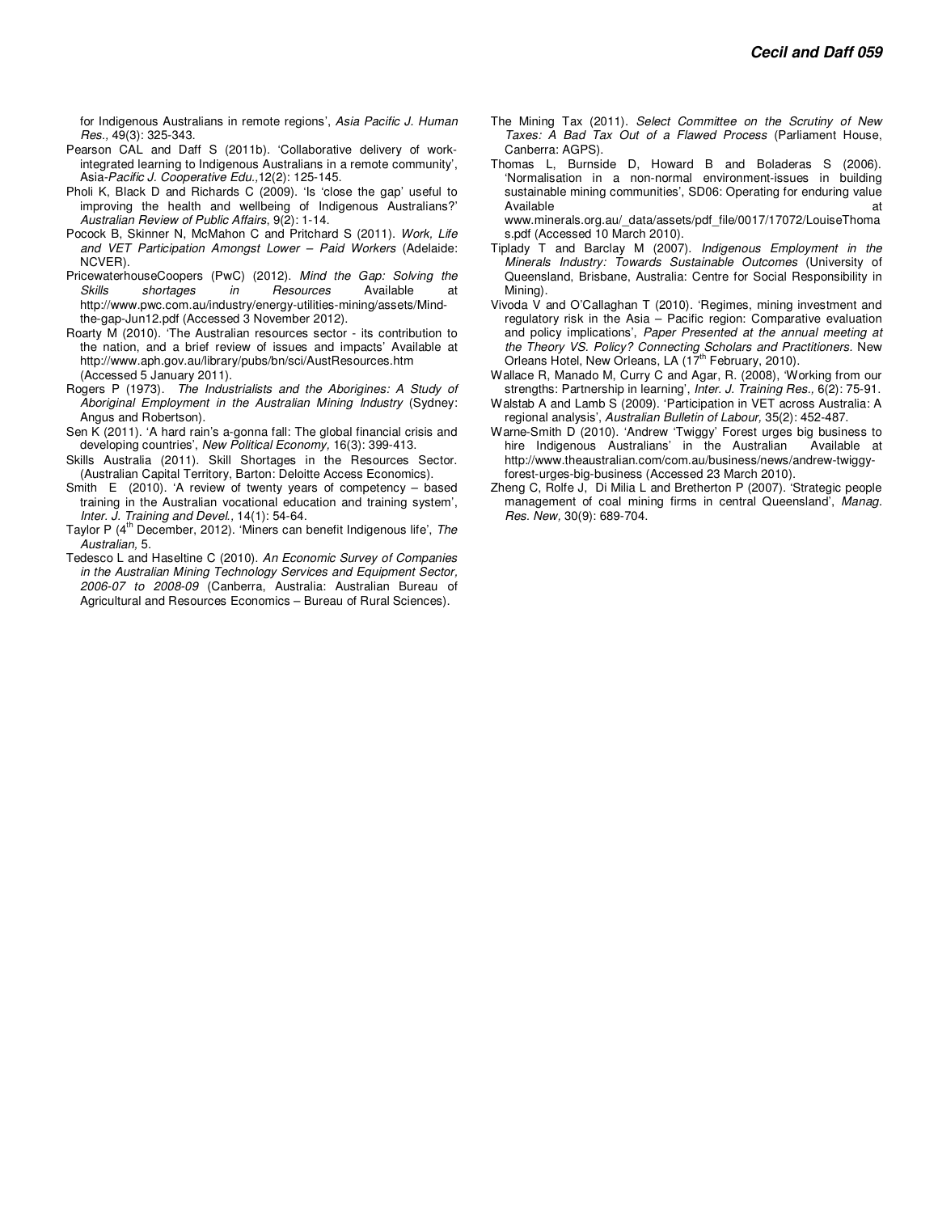for Indigenous Australians in remote regions', *Asia Pacific J. Human Res.,* 49(3): 325-343.

Pearson CAL and Daff S (2011b). 'Collaborative delivery of work-integrated learning to Indigenous Australians in a remote community', Asia-*Pacific J. Cooperative Edu.*,12(2): 125-145.

Pholi K, Black D and Richards C (2009). 'Is 'close the gap' useful to improving the health and wellbeing of Indigenous Australians?' *Australian Review of Public Affairs*, 9(2): 1-14.

Pocock B, Skinner N, McMahon C and Pritchard S (2011). *Work, Life and VET Participation Amongst Lower – Paid Workers* (Adelaide: NCVER).

PricewaterhouseCoopers (PwC) (2012). *Mind the Gap: Solving the Skills shortages in Resources* Available at http://www.pwc.com.au/industry/energy-utilities-mining/assets/Mind-the-gap-Jun12.pdf (Accessed 3 November 2012).

Roarty M (2010). 'The Australian resources sector - its contribution to the nation, and a brief review of issues and impacts' Available at http://www.aph.gov.au/library/pubs/bn/sci/AustResources.htm (Accessed 5 January 2011).

Rogers P (1973). *The Industrialists and the Aborigines: A Study of Aboriginal Employment in the Australian Mining Industry* (Sydney: Angus and Robertson).

Sen K (2011). 'A hard rain's a-gonna fall: The global financial crisis and developing countries', *New Political Economy,* 16(3): 399-413.

Skills Australia (2011). Skill Shortages in the Resources Sector. (Australian Capital Territory, Barton: Deloitte Access Economics).

Smith E (2010). 'A review of twenty years of competency – based training in the Australian vocational education and training system', *Inter. J. Training and Devel.,* 14(1): 54-64.

Taylor P (4th December, 2012). 'Miners can benefit Indigenous life', *The Australian,* 5.

Tedesco L and Haseltine C (2010). *An Economic Survey of Companies in the Australian Mining Technology Services and Equipment Sector, 2006-07 to 2008-09* (Canberra, Australia: Australian Bureau of Agricultural and Resources Economics – Bureau of Rural Sciences).

The Mining Tax (2011). *Select Committee on the Scrutiny of New Taxes: A Bad Tax Out of a Flawed Process* (Parliament House, Canberra: AGPS).

Thomas L, Burnside D, Howard B and Boladeras S (2006). 'Normalisation in a non-normal environment-issues in building sustainable mining communities', SD06: Operating for enduring value Available at www.minerals.org.au/_data/assets/pdf_file/0017/17072/LouiseThomas.pdf (Accessed 10 March 2010).

Tiplady T and Barclay M (2007). *Indigenous Employment in the Minerals Industry: Towards Sustainable Outcomes* (University of Queensland, Brisbane, Australia: Centre for Social Responsibility in Mining).

Vivoda V and O'Callaghan T (2010). 'Regimes, mining investment and regulatory risk in the Asia – Pacific region: Comparative evaluation and policy implications', *Paper Presented at the annual meeting at the Theory VS. Policy? Connecting Scholars and Practitioners.* New Orleans Hotel, New Orleans, LA (17th February, 2010).

Wallace R, Manado M, Curry C and Agar, R. (2008), 'Working from our strengths: Partnership in learning', *Inter. J. Training Res.,* 6(2): 75-91.

Walstab A and Lamb S (2009). 'Participation in VET across Australia: A regional analysis', *Australian Bulletin of Labour,* 35(2): 452-487.

Warne-Smith D (2010). 'Andrew 'Twiggy' Forest urges big business to hire Indigenous Australians' in the Australian Available at http://www.theaustralian.com/com.au/business/news/andrew-twiggy-forest-urges-big-business (Accessed 23 March 2010).

Zheng C, Rolfe J, Di Milia L and Bretherton P (2007). 'Strategic people management of coal mining firms in central Queensland', *Manag. Res. New,* 30(9): 689-704.